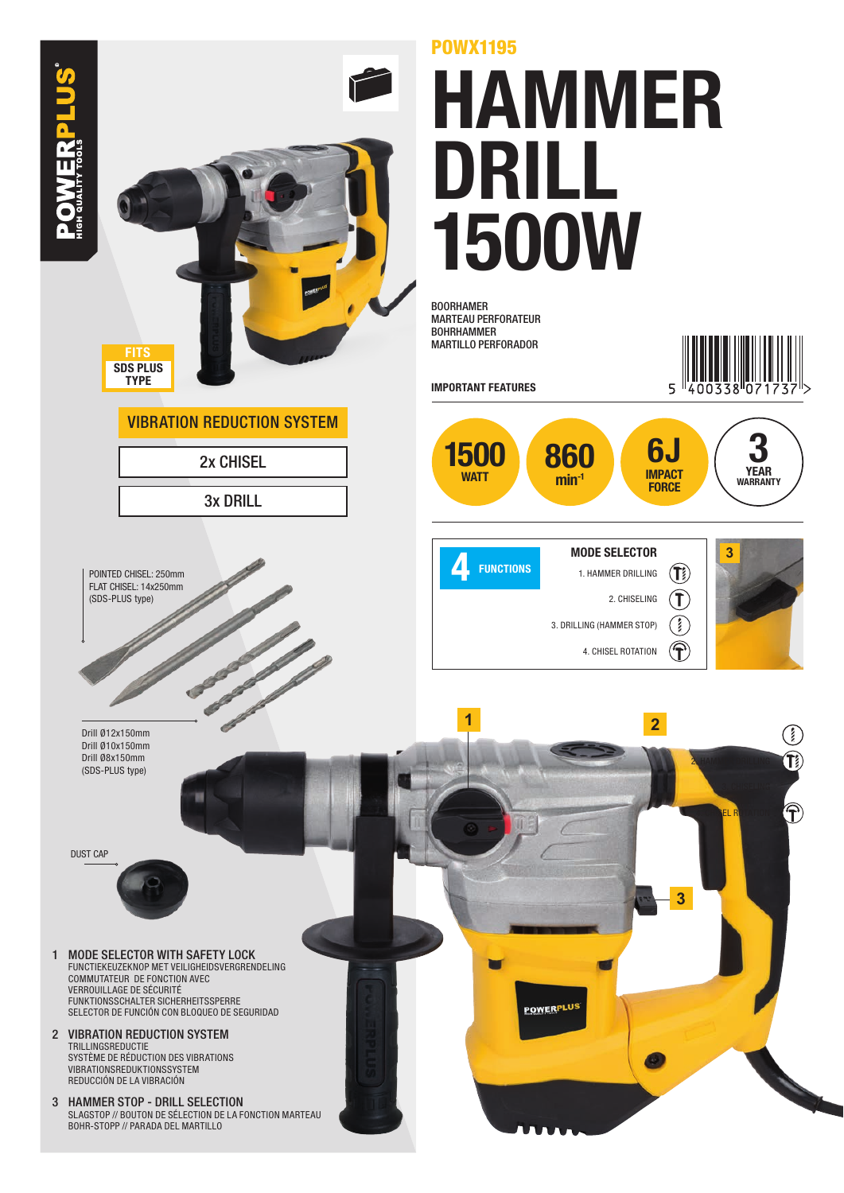POWERPLUS® HIGH QUALITY TOOLS

POWX1195

# HAMMER DRILL 1500W

BOORHAMER
MARTEAU PERFORATEUR
BOHRHAMMER
MARTILLO PERFORADOR

5 400338 071737

FITS SDS PLUS TYPE

VIBRATION REDUCTION SYSTEM

2x CHISEL

3x DRILL

## IMPORTANT FEATURES

- 1500 WATT
- 860 $min^{-1}$
- 6J IMPACT FORCE
- 3 YEAR WARRANTY

**4 FUNCTIONS**

**MODE SELECTOR**

1. HAMMER DRILLING
2. CHISELING
3. DRILLING (HAMMER STOP)
4. CHISEL ROTATION

POINTED CHISEL: 250mm
FLAT CHISEL: 14x250mm
(SDS-PLUS type)

Drill Ø12x150mm
Drill Ø10x150mm
Drill Ø8x150mm
(SDS-PLUS type)

DUST CAP

1. **MODE SELECTOR WITH SAFETY LOCK**
   FUNCTIEKEUZEKNOP MET VEILIGHEIDSVERGRENDELING
   COMMUTATEUR DE FONCTION AVEC VERROUILLAGE DE SÉCURITÉ
   FUNKTIONSSCHALTER SICHERHEITSSPERRE
   SELECTOR DE FUNCIÓN CON BLOQUEO DE SEGURIDAD
2. **VIBRATION REDUCTION SYSTEM**
   TRILLINGSREDUCTIE
   SYSTÈME DE RÉDUCTION DES VIBRATIONS
   VIBRATIONSREDUKTIONSSYSTEM
   REDUCCIÓN DE LA VIBRACIÓN
3. **HAMMER STOP - DRILL SELECTION**
   SLAGSTOP // BOUTON DE SÉLECTION DE LA FONCTION MARTEAU
   BOHR-STOPP // PARADA DEL MARTILLO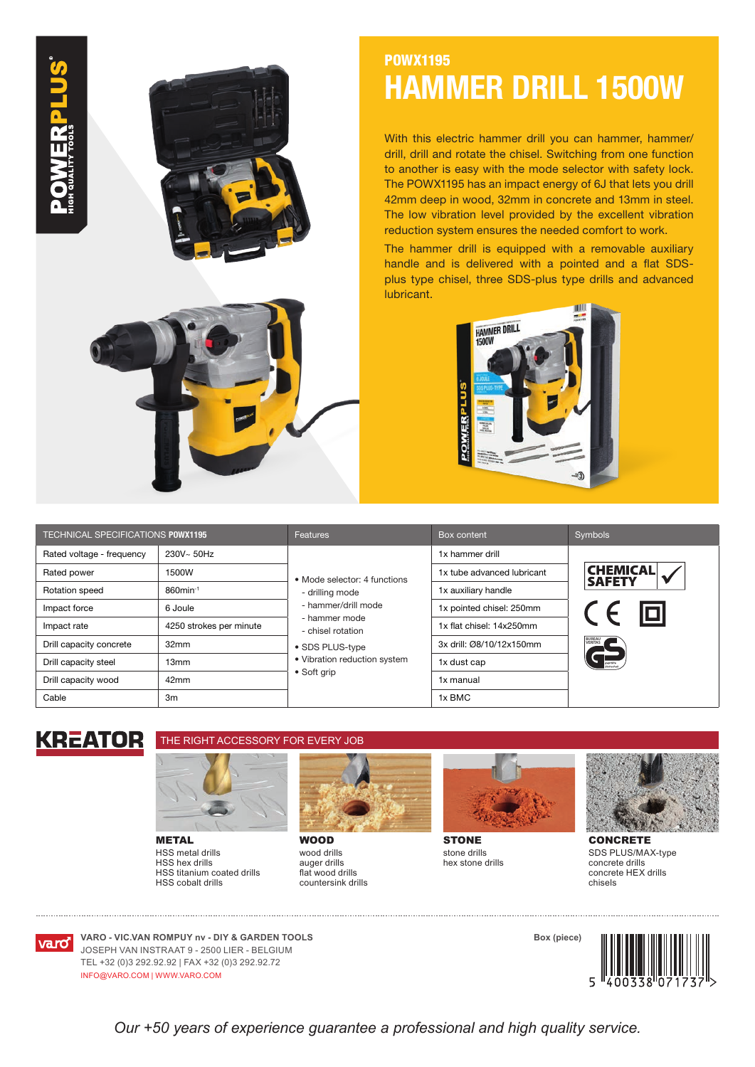# POWX1195

# HAMMER DRILL 1500W

With this electric hammer drill you can hammer, hammer/drill, drill and rotate the chisel. Switching from one function to another is easy with the mode selector with safety lock. The POWX1195 has an impact energy of 6J that lets you drill 42mm deep in wood, 32mm in concrete and 13mm in steel. The low vibration level provided by the excellent vibration reduction system ensures the needed comfort to work.

The hammer drill is equipped with a removable auxiliary handle and is delivered with a pointed and a flat SDS-plus type chisel, three SDS-plus type drills and advanced lubricant.

| TECHNICAL SPECIFICATIONS POWX1195 | | Features | Box content | Symbols |
|---|---|---|---|---|
| Rated voltage - frequency | 230V~ 50Hz | • Mode selector: 4 functions<br>- drilling mode<br>- hammer/drill mode<br>- hammer mode<br>- chisel rotation<br>• SDS PLUS-type<br>• Vibration reduction system<br>• Soft grip | 1x hammer drill | CHEMICAL SAFETY, CE, GS |
| Rated power | 1500W | | 1x tube advanced lubricant | |
| Rotation speed | 860min$^{-1}$ | | 1x auxiliary handle | |
| Impact force | 6 Joule | | 1x pointed chisel: 250mm | |
| Impact rate | 4250 strokes per minute | | 1x flat chisel: 14x250mm | |
| Drill capacity concrete | 32mm | | 3x drill: Ø8/10/12x150mm | |
| Drill capacity steel | 13mm | | 1x dust cap | |
| Drill capacity wood | 42mm | | 1x manual | |
| Cable | 3m | | 1x BMC | |

## KREATOR — THE RIGHT ACCESSORY FOR EVERY JOB

**METAL**
HSS metal drills
HSS hex drills
HSS titanium coated drills
HSS cobalt drills

**WOOD**
wood drills
auger drills
flat wood drills
countersink drills

**STONE**
stone drills
hex stone drills

**CONCRETE**
SDS PLUS/MAX-type
concrete drills
concrete HEX drills
chisels

**VARO - VIC.VAN ROMPUY nv - DIY & GARDEN TOOLS**
JOSEPH VAN INSTRAAT 9 - 2500 LIER - BELGIUM
TEL +32 (0)3 292.92.92 | FAX +32 (0)3 292.92.72
INFO@VARO.COM | WWW.VARO.COM

**Box (piece)**
5 400338 071737

*Our +50 years of experience guarantee a professional and high quality service.*